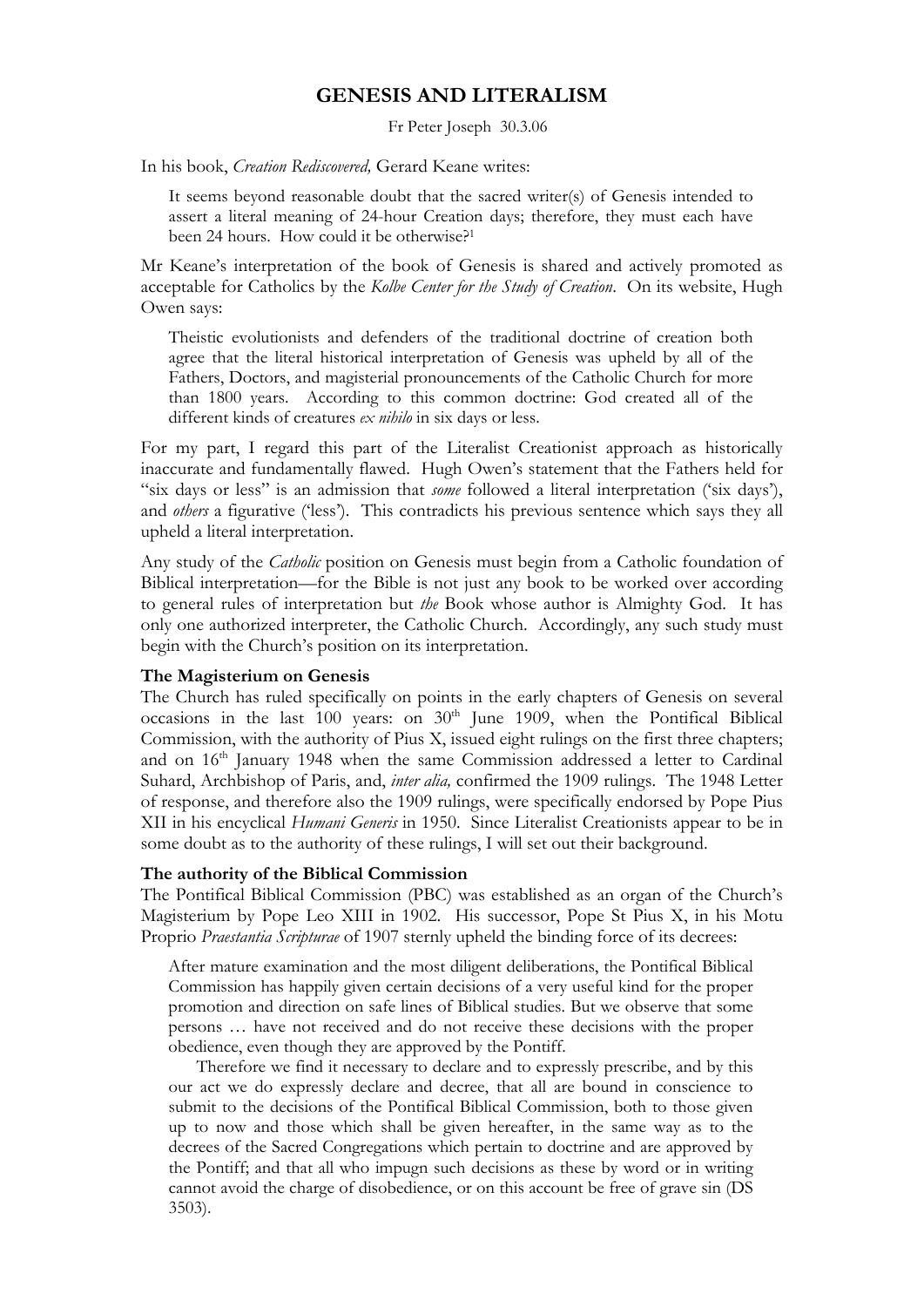# GENESIS AND LITERALISM

Fr Peter Joseph 30.3.06

In his book, *Creation Rediscovered,* Gerard Keane writes:

> It seems beyond reasonable doubt that the sacred writer(s) of Genesis intended to assert a literal meaning of 24-hour Creation days; therefore, they must each have been 24 hours. How could it be otherwise?[1]

Mr Keane's interpretation of the book of Genesis is shared and actively promoted as acceptable for Catholics by the *Kolbe Center for the Study of Creation*. On its website, Hugh Owen says:

> Theistic evolutionists and defenders of the traditional doctrine of creation both agree that the literal historical interpretation of Genesis was upheld by all of the Fathers, Doctors, and magisterial pronouncements of the Catholic Church for more than 1800 years. According to this common doctrine: God created all of the different kinds of creatures *ex nihilo* in six days or less.

For my part, I regard this part of the Literalist Creationist approach as historically inaccurate and fundamentally flawed. Hugh Owen's statement that the Fathers held for "six days or less" is an admission that *some* followed a literal interpretation ('six days'), and *others* a figurative ('less'). This contradicts his previous sentence which says they all upheld a literal interpretation.

Any study of the *Catholic* position on Genesis must begin from a Catholic foundation of Biblical interpretation—for the Bible is not just any book to be worked over according to general rules of interpretation but *the* Book whose author is Almighty God. It has only one authorized interpreter, the Catholic Church. Accordingly, any such study must begin with the Church's position on its interpretation.

**The Magisterium on Genesis**

The Church has ruled specifically on points in the early chapters of Genesis on several occasions in the last 100 years: on 30th June 1909, when the Pontifical Biblical Commission, with the authority of Pius X, issued eight rulings on the first three chapters; and on 16th January 1948 when the same Commission addressed a letter to Cardinal Suhard, Archbishop of Paris, and, *inter alia,* confirmed the 1909 rulings. The 1948 Letter of response, and therefore also the 1909 rulings, were specifically endorsed by Pope Pius XII in his encyclical *Humani Generis* in 1950. Since Literalist Creationists appear to be in some doubt as to the authority of these rulings, I will set out their background.

**The authority of the Biblical Commission**

The Pontifical Biblical Commission (PBC) was established as an organ of the Church's Magisterium by Pope Leo XIII in 1902. His successor, Pope St Pius X, in his Motu Proprio *Praestantia Scripturae* of 1907 sternly upheld the binding force of its decrees:

> After mature examination and the most diligent deliberations, the Pontifical Biblical Commission has happily given certain decisions of a very useful kind for the proper promotion and direction on safe lines of Biblical studies. But we observe that some persons … have not received and do not receive these decisions with the proper obedience, even though they are approved by the Pontiff.
>
> Therefore we find it necessary to declare and to expressly prescribe, and by this our act we do expressly declare and decree, that all are bound in conscience to submit to the decisions of the Pontifical Biblical Commission, both to those given up to now and those which shall be given hereafter, in the same way as to the decrees of the Sacred Congregations which pertain to doctrine and are approved by the Pontiff; and that all who impugn such decisions as these by word or in writing cannot avoid the charge of disobedience, or on this account be free of grave sin (DS 3503).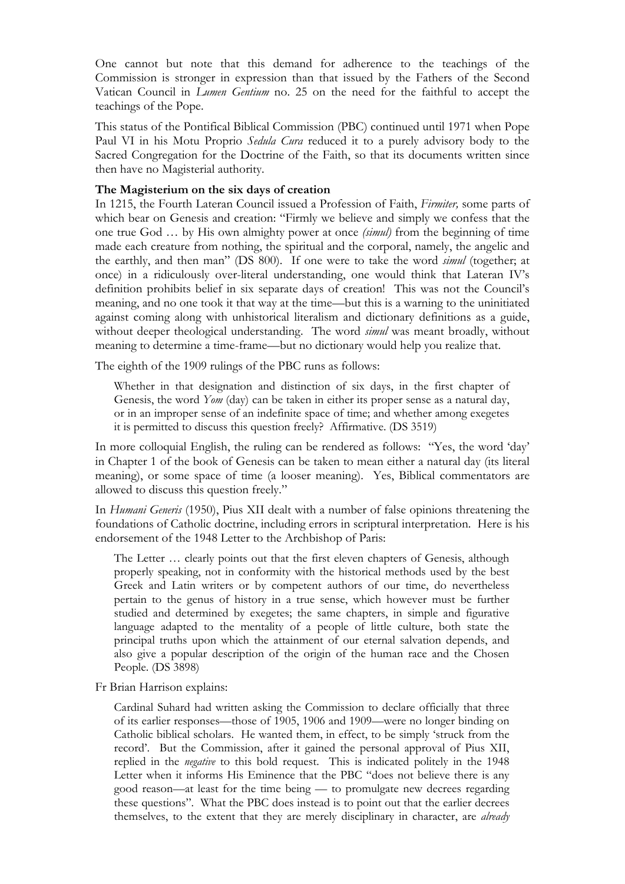One cannot but note that this demand for adherence to the teachings of the Commission is stronger in expression than that issued by the Fathers of the Second Vatican Council in *Lumen Gentium* no. 25 on the need for the faithful to accept the teachings of the Pope.

This status of the Pontifical Biblical Commission (PBC) continued until 1971 when Pope Paul VI in his Motu Proprio *Sedula Cura* reduced it to a purely advisory body to the Sacred Congregation for the Doctrine of the Faith, so that its documents written since then have no Magisterial authority.

**The Magisterium on the six days of creation**

In 1215, the Fourth Lateran Council issued a Profession of Faith, *Firmiter,* some parts of which bear on Genesis and creation: "Firmly we believe and simply we confess that the one true God … by His own almighty power at once *(simul)* from the beginning of time made each creature from nothing, the spiritual and the corporal, namely, the angelic and the earthly, and then man" (DS 800). If one were to take the word *simul* (together; at once) in a ridiculously over-literal understanding, one would think that Lateran IV's definition prohibits belief in six separate days of creation! This was not the Council's meaning, and no one took it that way at the time—but this is a warning to the uninitiated against coming along with unhistorical literalism and dictionary definitions as a guide, without deeper theological understanding. The word *simul* was meant broadly, without meaning to determine a time-frame—but no dictionary would help you realize that.

The eighth of the 1909 rulings of the PBC runs as follows:

> Whether in that designation and distinction of six days, in the first chapter of Genesis, the word *Yom* (day) can be taken in either its proper sense as a natural day, or in an improper sense of an indefinite space of time; and whether among exegetes it is permitted to discuss this question freely? Affirmative. (DS 3519)

In more colloquial English, the ruling can be rendered as follows: "Yes, the word 'day' in Chapter 1 of the book of Genesis can be taken to mean either a natural day (its literal meaning), or some space of time (a looser meaning). Yes, Biblical commentators are allowed to discuss this question freely."

In *Humani Generis* (1950), Pius XII dealt with a number of false opinions threatening the foundations of Catholic doctrine, including errors in scriptural interpretation. Here is his endorsement of the 1948 Letter to the Archbishop of Paris:

> The Letter … clearly points out that the first eleven chapters of Genesis, although properly speaking, not in conformity with the historical methods used by the best Greek and Latin writers or by competent authors of our time, do nevertheless pertain to the genus of history in a true sense, which however must be further studied and determined by exegetes; the same chapters, in simple and figurative language adapted to the mentality of a people of little culture, both state the principal truths upon which the attainment of our eternal salvation depends, and also give a popular description of the origin of the human race and the Chosen People. (DS 3898)

Fr Brian Harrison explains:

> Cardinal Suhard had written asking the Commission to declare officially that three of its earlier responses—those of 1905, 1906 and 1909—were no longer binding on Catholic biblical scholars. He wanted them, in effect, to be simply 'struck from the record'. But the Commission, after it gained the personal approval of Pius XII, replied in the *negative* to this bold request. This is indicated politely in the 1948 Letter when it informs His Eminence that the PBC "does not believe there is any good reason—at least for the time being — to promulgate new decrees regarding these questions". What the PBC does instead is to point out that the earlier decrees themselves, to the extent that they are merely disciplinary in character, are *already*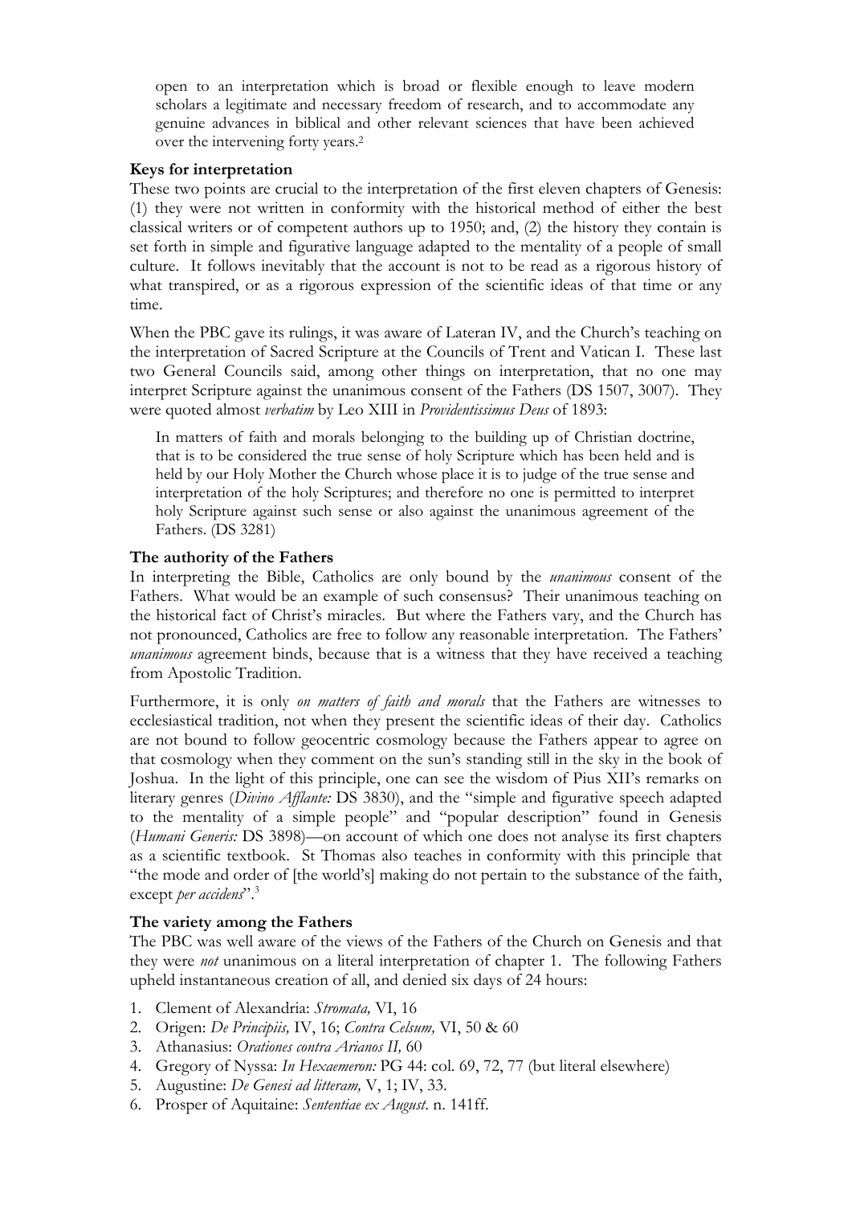open to an interpretation which is broad or flexible enough to leave modern scholars a legitimate and necessary freedom of research, and to accommodate any genuine advances in biblical and other relevant sciences that have been achieved over the intervening forty years.[2]

**Keys for interpretation**

These two points are crucial to the interpretation of the first eleven chapters of Genesis: (1) they were not written in conformity with the historical method of either the best classical writers or of competent authors up to 1950; and, (2) the history they contain is set forth in simple and figurative language adapted to the mentality of a people of small culture. It follows inevitably that the account is not to be read as a rigorous history of what transpired, or as a rigorous expression of the scientific ideas of that time or any time.

When the PBC gave its rulings, it was aware of Lateran IV, and the Church's teaching on the interpretation of Sacred Scripture at the Councils of Trent and Vatican I. These last two General Councils said, among other things on interpretation, that no one may interpret Scripture against the unanimous consent of the Fathers (DS 1507, 3007). They were quoted almost *verbatim* by Leo XIII in *Providentissimus Deus* of 1893:

> In matters of faith and morals belonging to the building up of Christian doctrine, that is to be considered the true sense of holy Scripture which has been held and is held by our Holy Mother the Church whose place it is to judge of the true sense and interpretation of the holy Scriptures; and therefore no one is permitted to interpret holy Scripture against such sense or also against the unanimous agreement of the Fathers. (DS 3281)

**The authority of the Fathers**

In interpreting the Bible, Catholics are only bound by the *unanimous* consent of the Fathers. What would be an example of such consensus? Their unanimous teaching on the historical fact of Christ's miracles. But where the Fathers vary, and the Church has not pronounced, Catholics are free to follow any reasonable interpretation. The Fathers' *unanimous* agreement binds, because that is a witness that they have received a teaching from Apostolic Tradition.

Furthermore, it is only *on matters of faith and morals* that the Fathers are witnesses to ecclesiastical tradition, not when they present the scientific ideas of their day. Catholics are not bound to follow geocentric cosmology because the Fathers appear to agree on that cosmology when they comment on the sun's standing still in the sky in the book of Joshua. In the light of this principle, one can see the wisdom of Pius XII's remarks on literary genres (*Divino Afflante:* DS 3830), and the "simple and figurative speech adapted to the mentality of a simple people" and "popular description" found in Genesis (*Humani Generis:* DS 3898)—on account of which one does not analyse its first chapters as a scientific textbook. St Thomas also teaches in conformity with this principle that "the mode and order of [the world's] making do not pertain to the substance of the faith, except *per accidens*".[3]

**The variety among the Fathers**

The PBC was well aware of the views of the Fathers of the Church on Genesis and that they were *not* unanimous on a literal interpretation of chapter 1. The following Fathers upheld instantaneous creation of all, and denied six days of 24 hours:

1. Clement of Alexandria: *Stromata,* VI, 16
2. Origen: *De Principiis,* IV, 16; *Contra Celsum,* VI, 50 & 60
3. Athanasius: *Orationes contra Arianos II,* 60
4. Gregory of Nyssa: *In Hexaemeron:* PG 44: col. 69, 72, 77 (but literal elsewhere)
5. Augustine: *De Genesi ad litteram,* V, 1; IV, 33.
6. Prosper of Aquitaine: *Sententiae ex August.* n. 141ff.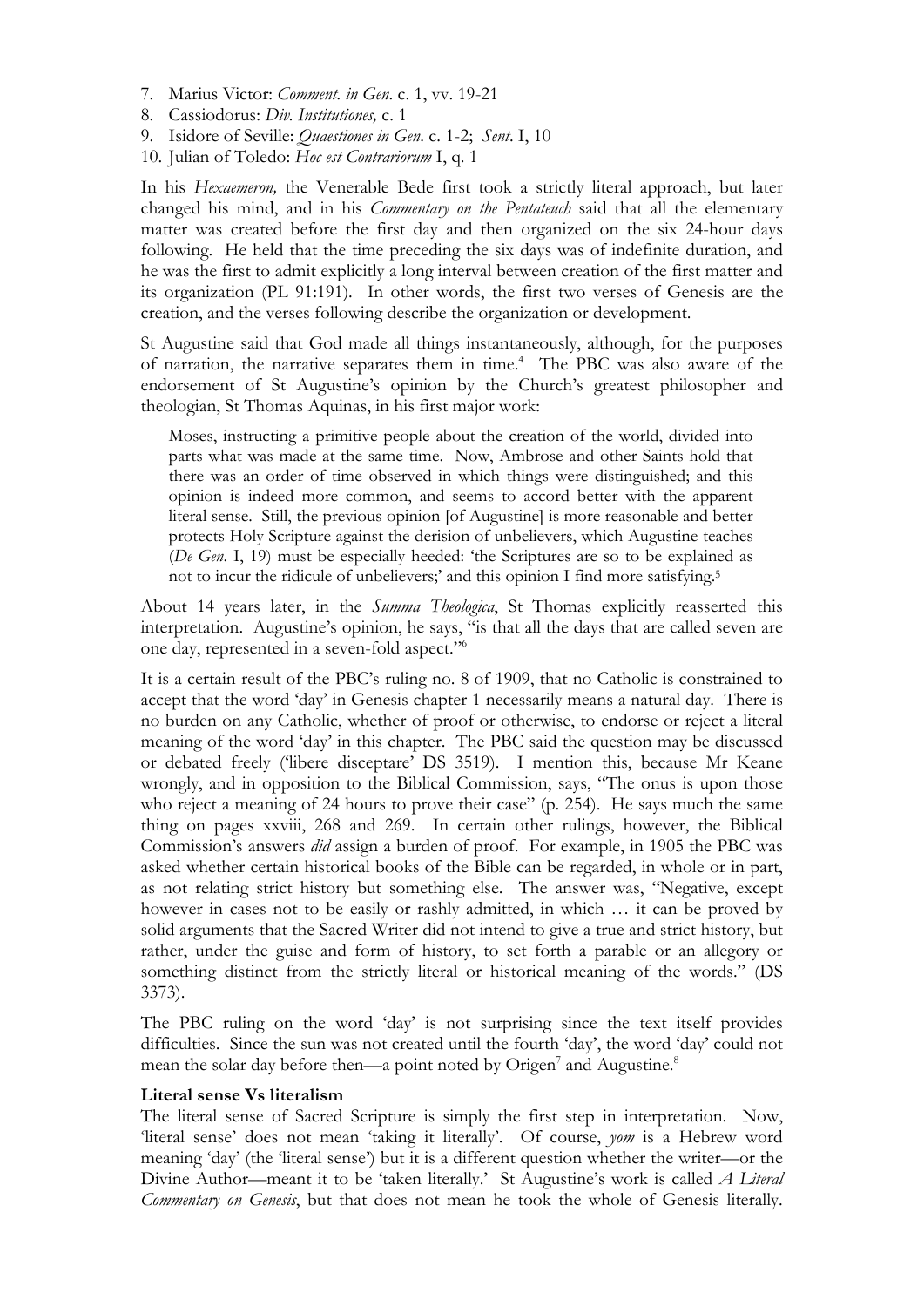7. Marius Victor: *Comment. in Gen.* c. 1, vv. 19-21
8. Cassiodorus: *Div. Institutiones,* c. 1
9. Isidore of Seville: *Quaestiones in Gen.* c. 1-2; *Sent.* I, 10
10. Julian of Toledo: *Hoc est Contrariorum* I, q. 1

In his *Hexaemeron,* the Venerable Bede first took a strictly literal approach, but later changed his mind, and in his *Commentary on the Pentateuch* said that all the elementary matter was created before the first day and then organized on the six 24-hour days following. He held that the time preceding the six days was of indefinite duration, and he was the first to admit explicitly a long interval between creation of the first matter and its organization (PL 91:191). In other words, the first two verses of Genesis are the creation, and the verses following describe the organization or development.

St Augustine said that God made all things instantaneously, although, for the purposes of narration, the narrative separates them in time.[4] The PBC was also aware of the endorsement of St Augustine's opinion by the Church's greatest philosopher and theologian, St Thomas Aquinas, in his first major work:

> Moses, instructing a primitive people about the creation of the world, divided into parts what was made at the same time. Now, Ambrose and other Saints hold that there was an order of time observed in which things were distinguished; and this opinion is indeed more common, and seems to accord better with the apparent literal sense. Still, the previous opinion [of Augustine] is more reasonable and better protects Holy Scripture against the derision of unbelievers, which Augustine teaches (*De Gen.* I, 19) must be especially heeded: 'the Scriptures are so to be explained as not to incur the ridicule of unbelievers;' and this opinion I find more satisfying.[5]

About 14 years later, in the *Summa Theologica*, St Thomas explicitly reasserted this interpretation. Augustine's opinion, he says, "is that all the days that are called seven are one day, represented in a seven-fold aspect."[6]

It is a certain result of the PBC's ruling no. 8 of 1909, that no Catholic is constrained to accept that the word 'day' in Genesis chapter 1 necessarily means a natural day. There is no burden on any Catholic, whether of proof or otherwise, to endorse or reject a literal meaning of the word 'day' in this chapter. The PBC said the question may be discussed or debated freely ('libere disceptare' DS 3519). I mention this, because Mr Keane wrongly, and in opposition to the Biblical Commission, says, "The onus is upon those who reject a meaning of 24 hours to prove their case" (p. 254). He says much the same thing on pages xxviii, 268 and 269. In certain other rulings, however, the Biblical Commission's answers *did* assign a burden of proof. For example, in 1905 the PBC was asked whether certain historical books of the Bible can be regarded, in whole or in part, as not relating strict history but something else. The answer was, "Negative, except however in cases not to be easily or rashly admitted, in which … it can be proved by solid arguments that the Sacred Writer did not intend to give a true and strict history, but rather, under the guise and form of history, to set forth a parable or an allegory or something distinct from the strictly literal or historical meaning of the words." (DS 3373).

The PBC ruling on the word 'day' is not surprising since the text itself provides difficulties. Since the sun was not created until the fourth 'day', the word 'day' could not mean the solar day before then—a point noted by Origen[7] and Augustine.[8]

**Literal sense Vs literalism**

The literal sense of Sacred Scripture is simply the first step in interpretation. Now, 'literal sense' does not mean 'taking it literally'. Of course, *yom* is a Hebrew word meaning 'day' (the 'literal sense') but it is a different question whether the writer—or the Divine Author—meant it to be 'taken literally.' St Augustine's work is called *A Literal Commentary on Genesis*, but that does not mean he took the whole of Genesis literally.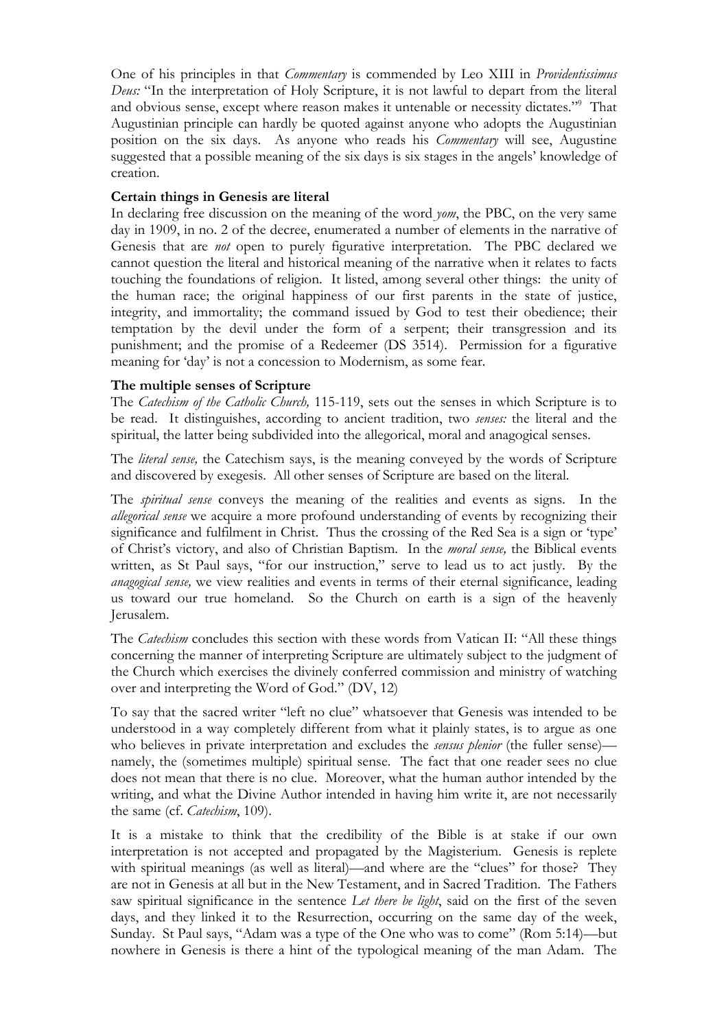One of his principles in that *Commentary* is commended by Leo XIII in *Providentissimus Deus:* "In the interpretation of Holy Scripture, it is not lawful to depart from the literal and obvious sense, except where reason makes it untenable or necessity dictates."[9] That Augustinian principle can hardly be quoted against anyone who adopts the Augustinian position on the six days. As anyone who reads his *Commentary* will see, Augustine suggested that a possible meaning of the six days is six stages in the angels' knowledge of creation.

**Certain things in Genesis are literal**

In declaring free discussion on the meaning of the word *yom*, the PBC, on the very same day in 1909, in no. 2 of the decree, enumerated a number of elements in the narrative of Genesis that are *not* open to purely figurative interpretation. The PBC declared we cannot question the literal and historical meaning of the narrative when it relates to facts touching the foundations of religion. It listed, among several other things: the unity of the human race; the original happiness of our first parents in the state of justice, integrity, and immortality; the command issued by God to test their obedience; their temptation by the devil under the form of a serpent; their transgression and its punishment; and the promise of a Redeemer (DS 3514). Permission for a figurative meaning for 'day' is not a concession to Modernism, as some fear.

**The multiple senses of Scripture**

The *Catechism of the Catholic Church,* 115-119, sets out the senses in which Scripture is to be read. It distinguishes, according to ancient tradition, two *senses:* the literal and the spiritual, the latter being subdivided into the allegorical, moral and anagogical senses.

The *literal sense,* the Catechism says, is the meaning conveyed by the words of Scripture and discovered by exegesis. All other senses of Scripture are based on the literal.

The *spiritual sense* conveys the meaning of the realities and events as signs. In the *allegorical sense* we acquire a more profound understanding of events by recognizing their significance and fulfilment in Christ. Thus the crossing of the Red Sea is a sign or 'type' of Christ's victory, and also of Christian Baptism. In the *moral sense,* the Biblical events written, as St Paul says, "for our instruction," serve to lead us to act justly. By the *anagogical sense,* we view realities and events in terms of their eternal significance, leading us toward our true homeland. So the Church on earth is a sign of the heavenly Jerusalem.

The *Catechism* concludes this section with these words from Vatican II: "All these things concerning the manner of interpreting Scripture are ultimately subject to the judgment of the Church which exercises the divinely conferred commission and ministry of watching over and interpreting the Word of God." (DV, 12)

To say that the sacred writer "left no clue" whatsoever that Genesis was intended to be understood in a way completely different from what it plainly states, is to argue as one who believes in private interpretation and excludes the *sensus plenior* (the fuller sense)—namely, the (sometimes multiple) spiritual sense. The fact that one reader sees no clue does not mean that there is no clue. Moreover, what the human author intended by the writing, and what the Divine Author intended in having him write it, are not necessarily the same (cf. *Catechism*, 109).

It is a mistake to think that the credibility of the Bible is at stake if our own interpretation is not accepted and propagated by the Magisterium. Genesis is replete with spiritual meanings (as well as literal)—and where are the "clues" for those? They are not in Genesis at all but in the New Testament, and in Sacred Tradition. The Fathers saw spiritual significance in the sentence *Let there be light*, said on the first of the seven days, and they linked it to the Resurrection, occurring on the same day of the week, Sunday. St Paul says, "Adam was a type of the One who was to come" (Rom 5:14)—but nowhere in Genesis is there a hint of the typological meaning of the man Adam. The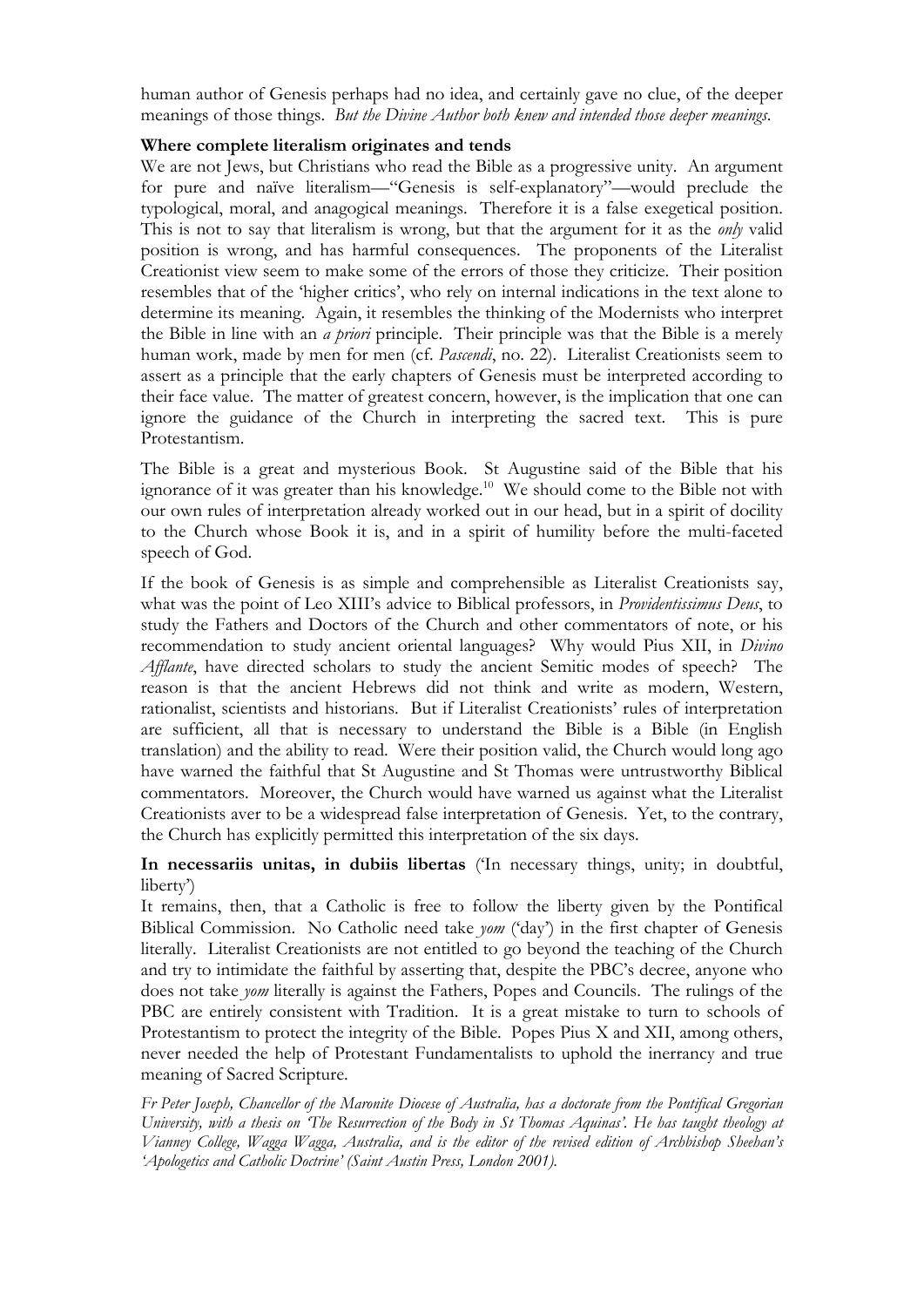human author of Genesis perhaps had no idea, and certainly gave no clue, of the deeper meanings of those things. *But the Divine Author both knew and intended those deeper meanings.*

**Where complete literalism originates and tends**

We are not Jews, but Christians who read the Bible as a progressive unity. An argument for pure and naïve literalism—"Genesis is self-explanatory"—would preclude the typological, moral, and anagogical meanings. Therefore it is a false exegetical position. This is not to say that literalism is wrong, but that the argument for it as the *only* valid position is wrong, and has harmful consequences. The proponents of the Literalist Creationist view seem to make some of the errors of those they criticize. Their position resembles that of the 'higher critics', who rely on internal indications in the text alone to determine its meaning. Again, it resembles the thinking of the Modernists who interpret the Bible in line with an *a priori* principle. Their principle was that the Bible is a merely human work, made by men for men (cf. *Pascendi*, no. 22). Literalist Creationists seem to assert as a principle that the early chapters of Genesis must be interpreted according to their face value. The matter of greatest concern, however, is the implication that one can ignore the guidance of the Church in interpreting the sacred text. This is pure Protestantism.

The Bible is a great and mysterious Book. St Augustine said of the Bible that his ignorance of it was greater than his knowledge.[10] We should come to the Bible not with our own rules of interpretation already worked out in our head, but in a spirit of docility to the Church whose Book it is, and in a spirit of humility before the multi-faceted speech of God.

If the book of Genesis is as simple and comprehensible as Literalist Creationists say, what was the point of Leo XIII's advice to Biblical professors, in *Providentissimus Deus*, to study the Fathers and Doctors of the Church and other commentators of note, or his recommendation to study ancient oriental languages? Why would Pius XII, in *Divino Afflante*, have directed scholars to study the ancient Semitic modes of speech? The reason is that the ancient Hebrews did not think and write as modern, Western, rationalist, scientists and historians. But if Literalist Creationists' rules of interpretation are sufficient, all that is necessary to understand the Bible is a Bible (in English translation) and the ability to read. Were their position valid, the Church would long ago have warned the faithful that St Augustine and St Thomas were untrustworthy Biblical commentators. Moreover, the Church would have warned us against what the Literalist Creationists aver to be a widespread false interpretation of Genesis. Yet, to the contrary, the Church has explicitly permitted this interpretation of the six days.

**In necessariis unitas, in dubiis libertas** ('In necessary things, unity; in doubtful, liberty')

It remains, then, that a Catholic is free to follow the liberty given by the Pontifical Biblical Commission. No Catholic need take *yom* ('day') in the first chapter of Genesis literally. Literalist Creationists are not entitled to go beyond the teaching of the Church and try to intimidate the faithful by asserting that, despite the PBC's decree, anyone who does not take *yom* literally is against the Fathers, Popes and Councils. The rulings of the PBC are entirely consistent with Tradition. It is a great mistake to turn to schools of Protestantism to protect the integrity of the Bible. Popes Pius X and XII, among others, never needed the help of Protestant Fundamentalists to uphold the inerrancy and true meaning of Sacred Scripture.

*Fr Peter Joseph, Chancellor of the Maronite Diocese of Australia, has a doctorate from the Pontifical Gregorian University, with a thesis on 'The Resurrection of the Body in St Thomas Aquinas'. He has taught theology at Vianney College, Wagga Wagga, Australia, and is the editor of the revised edition of Archbishop Sheehan's 'Apologetics and Catholic Doctrine' (Saint Austin Press, London 2001).*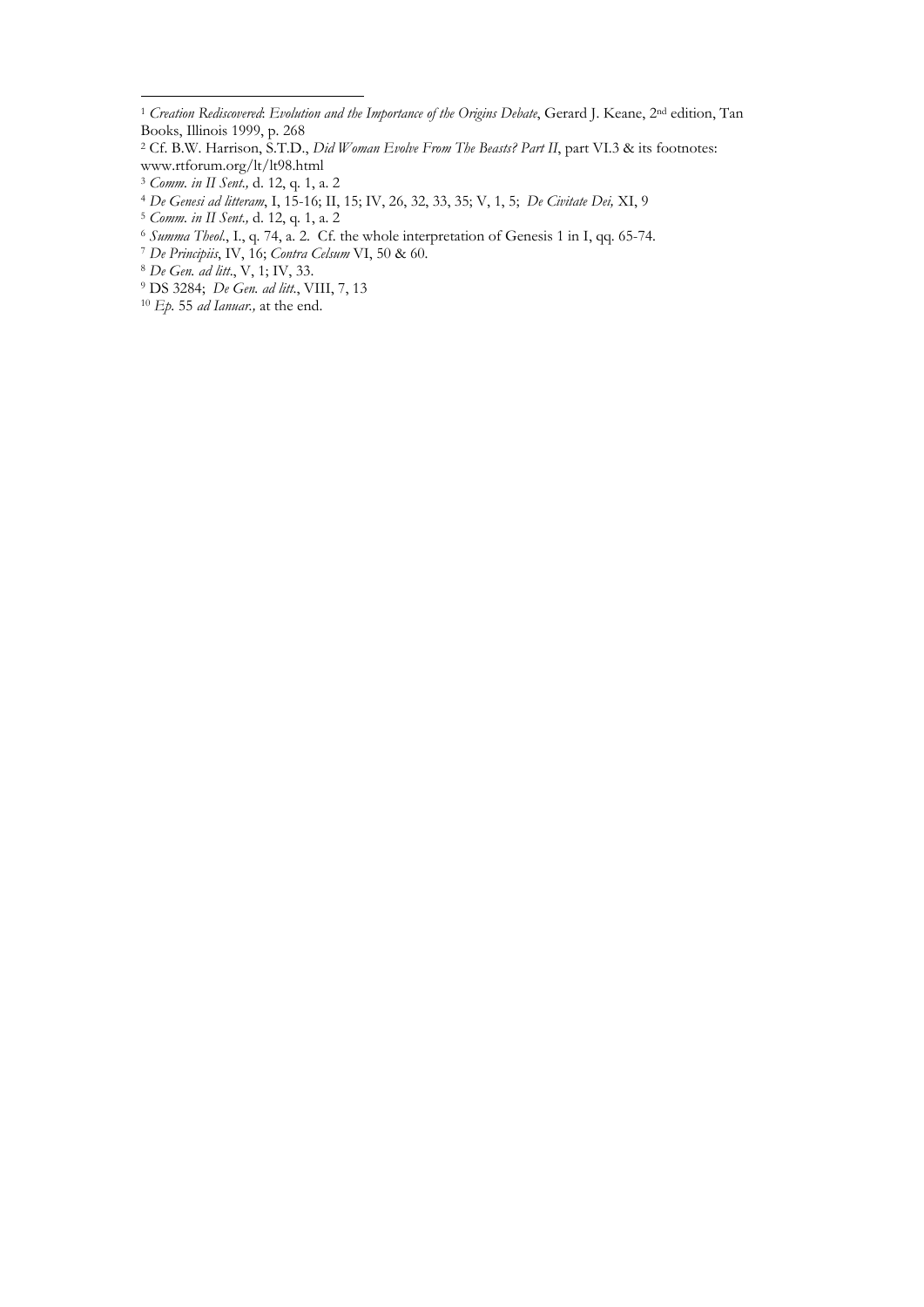[1] *Creation Rediscovered*: *Evolution and the Importance of the Origins Debate*, Gerard J. Keane, 2nd edition, Tan Books, Illinois 1999, p. 268

[2] Cf. B.W. Harrison, S.T.D., *Did Woman Evolve From The Beasts? Part II*, part VI.3 & its footnotes: www.rtforum.org/lt/lt98.html

[3] *Comm. in II Sent.,* d. 12, q. 1, a. 2

[4] *De Genesi ad litteram*, I, 15-16; II, 15; IV, 26, 32, 33, 35; V, 1, 5; *De Civitate Dei,* XI, 9

[5] *Comm. in II Sent.,* d. 12, q. 1, a. 2

[6] *Summa Theol.*, I., q. 74, a. 2. Cf. the whole interpretation of Genesis 1 in I, qq. 65-74.

[7] *De Principiis*, IV, 16; *Contra Celsum* VI, 50 & 60.

[8] *De Gen. ad litt*., V, 1; IV, 33.

[9] DS 3284; *De Gen. ad litt*., VIII, 7, 13

[10] *Ep.* 55 *ad Ianuar.,* at the end.